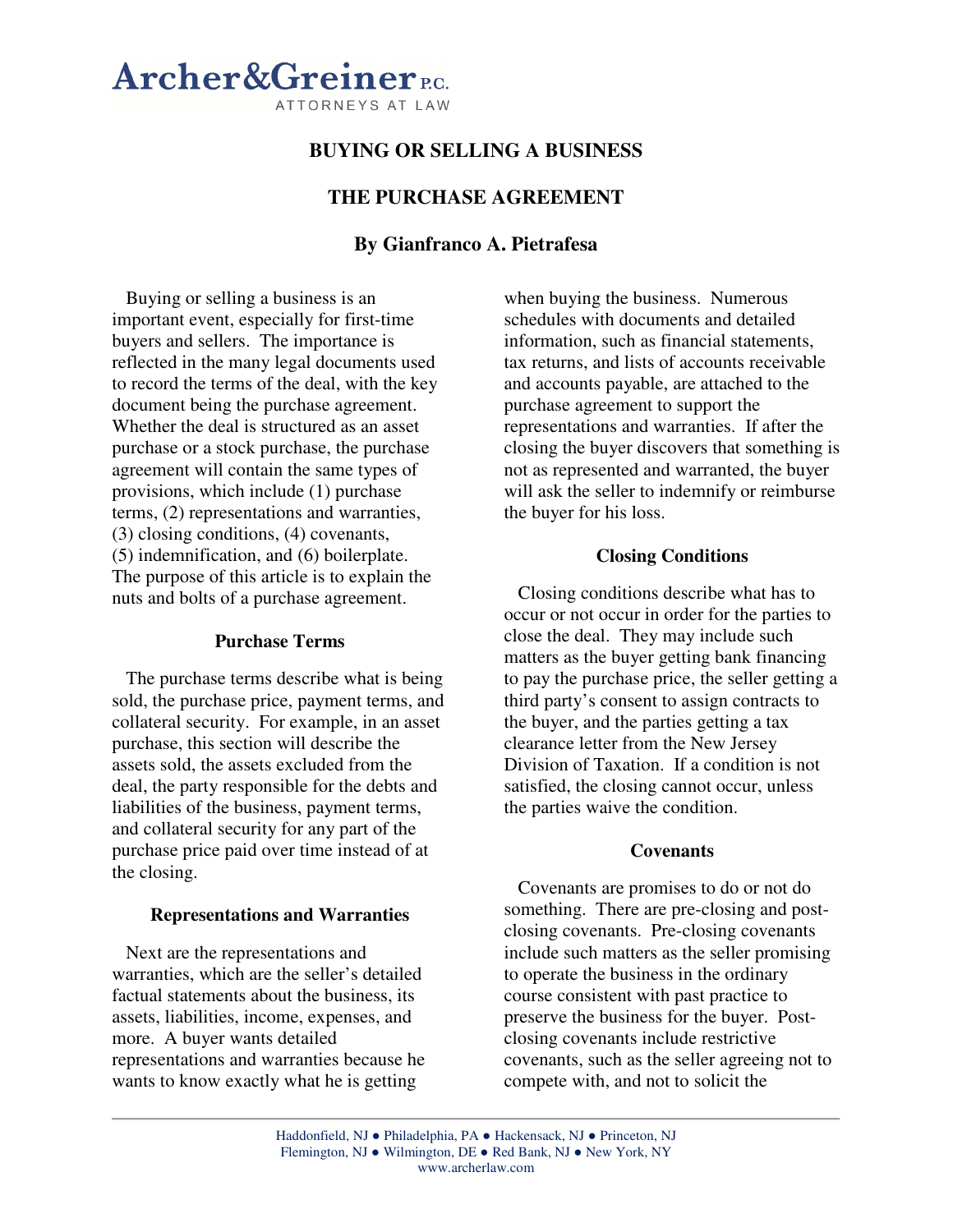# BUYING OR SELLING A BUSINESS

## THE PURCHASE AGREEMENT

### By Gianfranco A. Pietrafesa

Buying or selling a business is an important event, especially for first-time buyers and sellers. The importance is reflected in the many legal documents used to record the terms of the deal, with the key document being the purchase agreement. Whether the deal is structured as an asset purchase or a stock purchase, the purchase agreement will contain the same types of provisions, which include (1) purchase terms, (2) representations and warranties, (3) closing conditions, (4) covenants, (5) indemnification, and (6) boilerplate. The purpose of this article is to explain the nuts and bolts of a purchase agreement.

#### Purchase Terms

The purchase terms describe what is being sold, the purchase price, payment terms, and collateral security. For example, in an asset purchase, this section will describe the assets sold, the assets excluded from the deal, the party responsible for the debts and liabilities of the business, payment terms, and collateral security for any part of the purchase price paid over time instead of at the closing.

#### Representations and Warranties

Next are the representations and warranties, which are the seller's detailed factual statements about the business, its assets, liabilities, income, expenses, and more. A buyer wants detailed representations and warranties because he wants to know exactly what he is getting when buying the business. Numerous schedules with documents and detailed information, such as financial statements, tax returns, and lists of accounts receivable and accounts payable, are attached to the purchase agreement to support the representations and warranties. If after the closing the buyer discovers that something is not as represented and warranted, the buyer will ask the seller to indemnify or reimburse the buyer for his loss.

#### Closing Conditions

Closing conditions describe what has to occur or not occur in order for the parties to close the deal. They may include such matters as the buyer getting bank financing to pay the purchase price, the seller getting a third party's consent to assign contracts to the buyer, and the parties getting a tax clearance letter from the New Jersey Division of Taxation. If a condition is not satisfied, the closing cannot occur, unless the parties waive the condition.

#### Covenants

Covenants are promises to do or not do something. There are pre-closing and post-closing covenants. Pre-closing covenants include such matters as the seller promising to operate the business in the ordinary course consistent with past practice to preserve the business for the buyer. Post-closing covenants include restrictive covenants, such as the seller agreeing not to compete with, and not to solicit the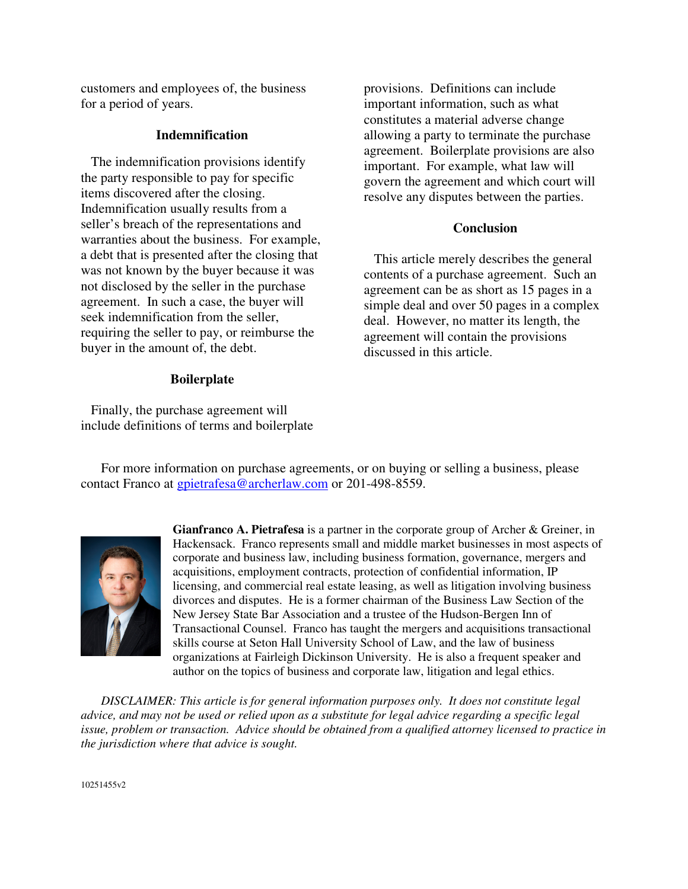customers and employees of, the business for a period of years.

### Indemnification

The indemnification provisions identify the party responsible to pay for specific items discovered after the closing. Indemnification usually results from a seller's breach of the representations and warranties about the business. For example, a debt that is presented after the closing that was not known by the buyer because it was not disclosed by the seller in the purchase agreement. In such a case, the buyer will seek indemnification from the seller, requiring the seller to pay, or reimburse the buyer in the amount of, the debt.

### Boilerplate

Finally, the purchase agreement will include definitions of terms and boilerplate provisions. Definitions can include important information, such as what constitutes a material adverse change allowing a party to terminate the purchase agreement. Boilerplate provisions are also important. For example, what law will govern the agreement and which court will resolve any disputes between the parties.

### Conclusion

This article merely describes the general contents of a purchase agreement. Such an agreement can be as short as 15 pages in a simple deal and over 50 pages in a complex deal. However, no matter its length, the agreement will contain the provisions discussed in this article.

For more information on purchase agreements, or on buying or selling a business, please contact Franco at gpietrafesa@archerlaw.com or 201-498-8559.

**Gianfranco A. Pietrafesa** is a partner in the corporate group of Archer & Greiner, in Hackensack. Franco represents small and middle market businesses in most aspects of corporate and business law, including business formation, governance, mergers and acquisitions, employment contracts, protection of confidential information, IP licensing, and commercial real estate leasing, as well as litigation involving business divorces and disputes. He is a former chairman of the Business Law Section of the New Jersey State Bar Association and a trustee of the Hudson-Bergen Inn of Transactional Counsel. Franco has taught the mergers and acquisitions transactional skills course at Seton Hall University School of Law, and the law of business organizations at Fairleigh Dickinson University. He is also a frequent speaker and author on the topics of business and corporate law, litigation and legal ethics.

*DISCLAIMER: This article is for general information purposes only. It does not constitute legal advice, and may not be used or relied upon as a substitute for legal advice regarding a specific legal issue, problem or transaction. Advice should be obtained from a qualified attorney licensed to practice in the jurisdiction where that advice is sought.*

10251455v2